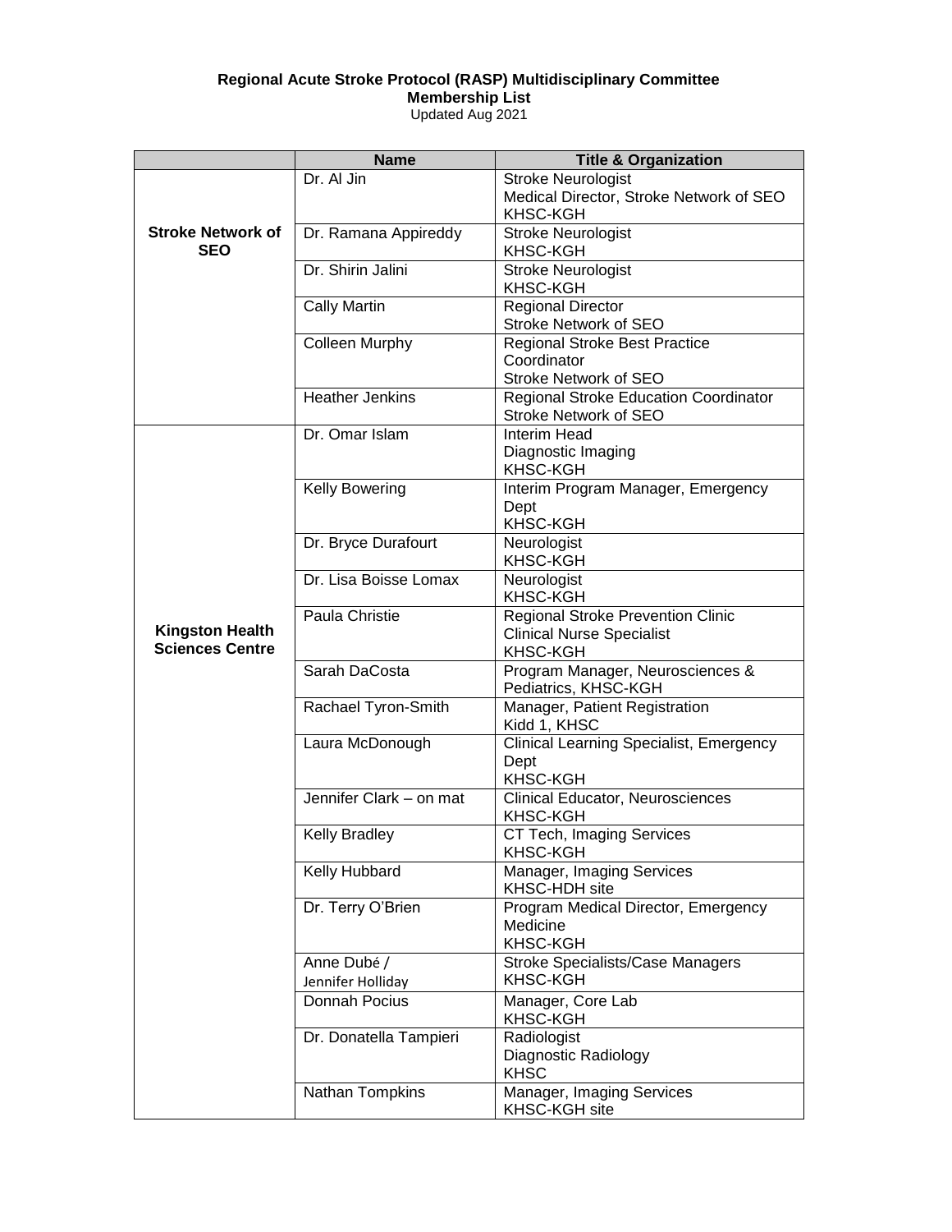**Regional Acute Stroke Protocol (RASP) Multidisciplinary Committee**
**Membership List**
Updated Aug 2021

| | Name | Title & Organization |
|---|---|---|
| **Stroke Network of SEO** | Dr. Al Jin | Stroke Neurologist<br>Medical Director, Stroke Network of SEO<br>KHSC-KGH |
| | Dr. Ramana Appireddy | Stroke Neurologist<br>KHSC-KGH |
| | Dr. Shirin Jalini | Stroke Neurologist<br>KHSC-KGH |
| | Cally Martin | Regional Director<br>Stroke Network of SEO |
| | Colleen Murphy | Regional Stroke Best Practice Coordinator<br>Stroke Network of SEO |
| | Heather Jenkins | Regional Stroke Education Coordinator<br>Stroke Network of SEO |
| **Kingston Health Sciences Centre** | Dr. Omar Islam | Interim Head<br>Diagnostic Imaging<br>KHSC-KGH |
| | Kelly Bowering | Interim Program Manager, Emergency Dept<br>KHSC-KGH |
| | Dr. Bryce Durafourt | Neurologist<br>KHSC-KGH |
| | Dr. Lisa Boisse Lomax | Neurologist<br>KHSC-KGH |
| | Paula Christie | Regional Stroke Prevention Clinic<br>Clinical Nurse Specialist<br>KHSC-KGH |
| | Sarah DaCosta | Program Manager, Neurosciences & Pediatrics, KHSC-KGH |
| | Rachael Tyron-Smith | Manager, Patient Registration<br>Kidd 1, KHSC |
| | Laura McDonough | Clinical Learning Specialist, Emergency Dept<br>KHSC-KGH |
| | Jennifer Clark – on mat | Clinical Educator, Neurosciences<br>KHSC-KGH |
| | Kelly Bradley | CT Tech, Imaging Services<br>KHSC-KGH |
| | Kelly Hubbard | Manager, Imaging Services<br>KHSC-HDH site |
| | Dr. Terry O'Brien | Program Medical Director, Emergency Medicine<br>KHSC-KGH |
| | Anne Dubé /<br>Jennifer Holliday | Stroke Specialists/Case Managers<br>KHSC-KGH |
| | Donnah Pocius | Manager, Core Lab<br>KHSC-KGH |
| | Dr. Donatella Tampieri | Radiologist<br>Diagnostic Radiology<br>KHSC |
| | Nathan Tompkins | Manager, Imaging Services<br>KHSC-KGH site |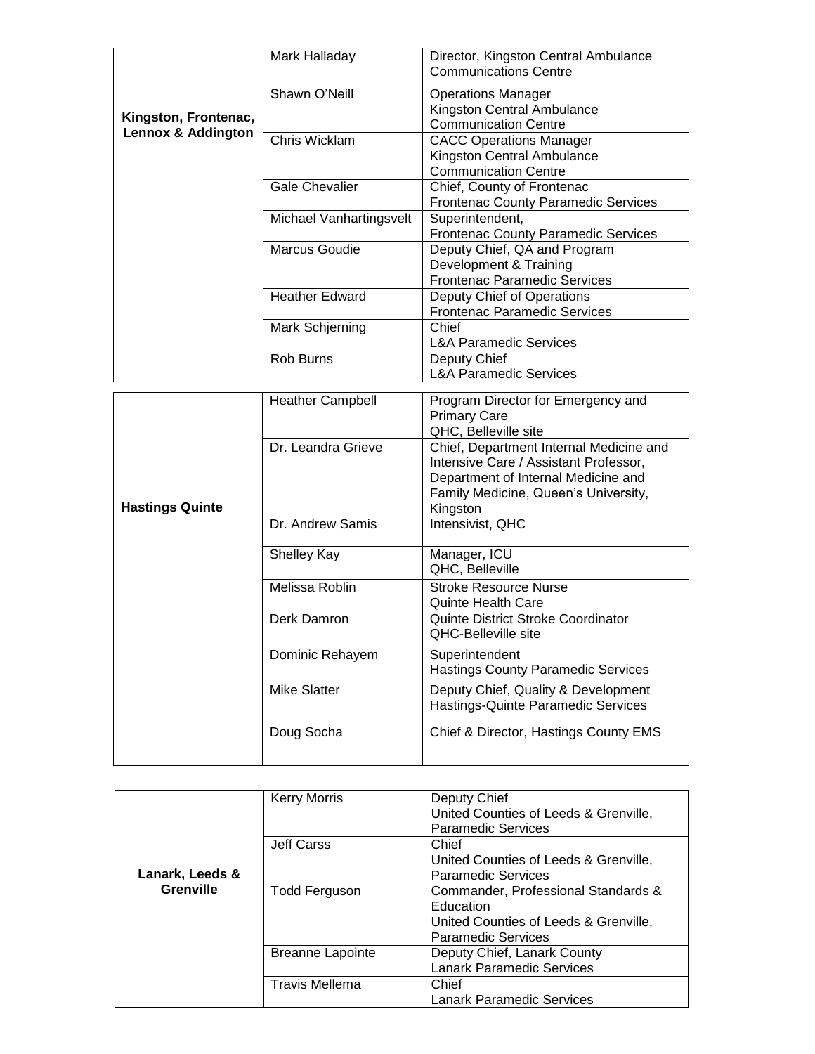| | | |
|---|---|---|
| **Kingston, Frontenac, Lennox & Addington** | Mark Halladay | Director, Kingston Central Ambulance Communications Centre |
| | Shawn O'Neill | Operations Manager<br>Kingston Central Ambulance Communication Centre |
| | Chris Wicklam | CACC Operations Manager<br>Kingston Central Ambulance Communication Centre |
| | Gale Chevalier | Chief, County of Frontenac<br>Frontenac County Paramedic Services |
| | Michael Vanhartingsvelt | Superintendent,<br>Frontenac County Paramedic Services |
| | Marcus Goudie | Deputy Chief, QA and Program Development & Training<br>Frontenac Paramedic Services |
| | Heather Edward | Deputy Chief of Operations<br>Frontenac Paramedic Services |
| | Mark Schjerning | Chief<br>L&A Paramedic Services |
| | Rob Burns | Deputy Chief<br>L&A Paramedic Services |

| | | |
|---|---|---|
| **Hastings Quinte** | Heather Campbell | Program Director for Emergency and Primary Care<br>QHC, Belleville site |
| | Dr. Leandra Grieve | Chief, Department Internal Medicine and Intensive Care / Assistant Professor, Department of Internal Medicine and Family Medicine, Queen's University, Kingston |
| | Dr. Andrew Samis | Intensivist, QHC |
| | Shelley Kay | Manager, ICU<br>QHC, Belleville |
| | Melissa Roblin | Stroke Resource Nurse<br>Quinte Health Care |
| | Derk Damron | Quinte District Stroke Coordinator<br>QHC-Belleville site |
| | Dominic Rehayem | Superintendent<br>Hastings County Paramedic Services |
| | Mike Slatter | Deputy Chief, Quality & Development<br>Hastings-Quinte Paramedic Services |
| | Doug Socha | Chief & Director, Hastings County EMS |

| | | |
|---|---|---|
| **Lanark, Leeds & Grenville** | Kerry Morris | Deputy Chief<br>United Counties of Leeds & Grenville, Paramedic Services |
| | Jeff Carss | Chief<br>United Counties of Leeds & Grenville, Paramedic Services |
| | Todd Ferguson | Commander, Professional Standards & Education<br>United Counties of Leeds & Grenville, Paramedic Services |
| | Breanne Lapointe | Deputy Chief, Lanark County<br>Lanark Paramedic Services |
| | Travis Mellema | Chief<br>Lanark Paramedic Services |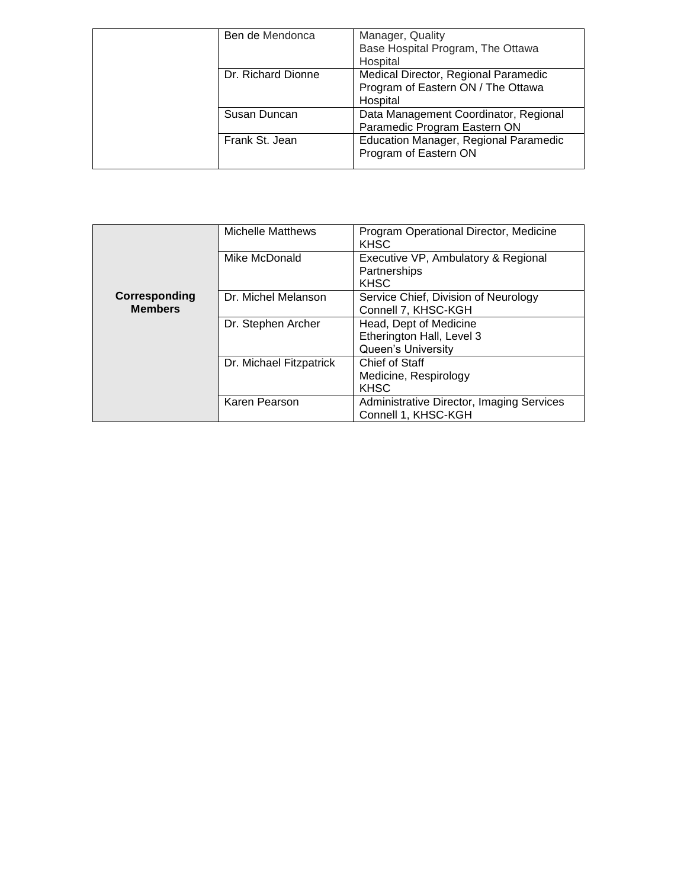| | | |
|---|---|---|
| | Ben de Mendonca | Manager, Quality<br>Base Hospital Program, The Ottawa Hospital |
| | Dr. Richard Dionne | Medical Director, Regional Paramedic Program of Eastern ON / The Ottawa Hospital |
| | Susan Duncan | Data Management Coordinator, Regional Paramedic Program Eastern ON |
| | Frank St. Jean | Education Manager, Regional Paramedic Program of Eastern ON |

| | | |
|---|---|---|
| **Corresponding Members** | Michelle Matthews | Program Operational Director, Medicine<br>KHSC |
| | Mike McDonald | Executive VP, Ambulatory & Regional Partnerships<br>KHSC |
| | Dr. Michel Melanson | Service Chief, Division of Neurology<br>Connell 7, KHSC-KGH |
| | Dr. Stephen Archer | Head, Dept of Medicine<br>Etherington Hall, Level 3<br>Queen's University |
| | Dr. Michael Fitzpatrick | Chief of Staff<br>Medicine, Respirology<br>KHSC |
| | Karen Pearson | Administrative Director, Imaging Services<br>Connell 1, KHSC-KGH |